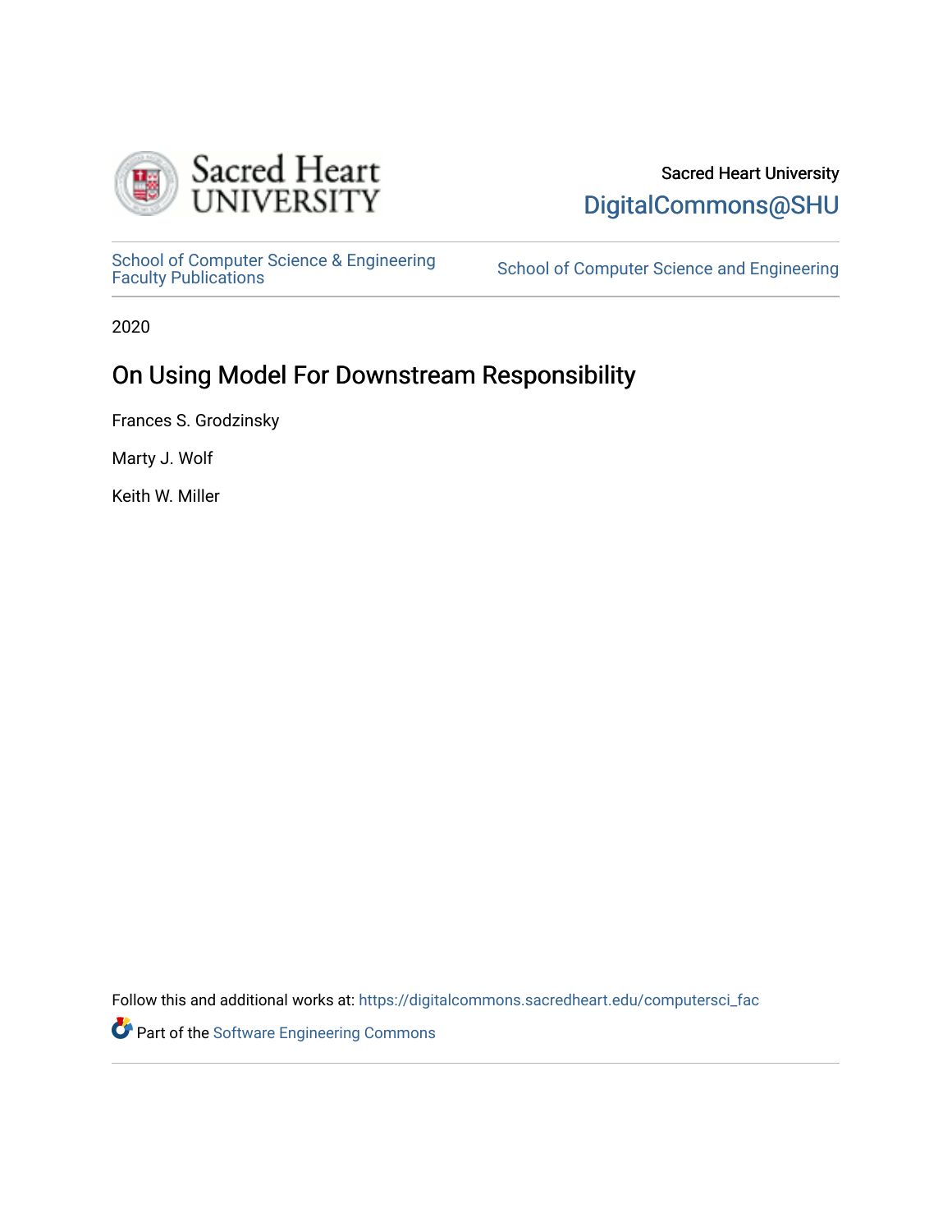Sacred Heart University

DigitalCommons@SHU

School of Computer Science & Engineering Faculty Publications

School of Computer Science and Engineering

2020

# On Using Model For Downstream Responsibility

Frances S. Grodzinsky

Marty J. Wolf

Keith W. Miller

Follow this and additional works at: https://digitalcommons.sacredheart.edu/computersci_fac

Part of the Software Engineering Commons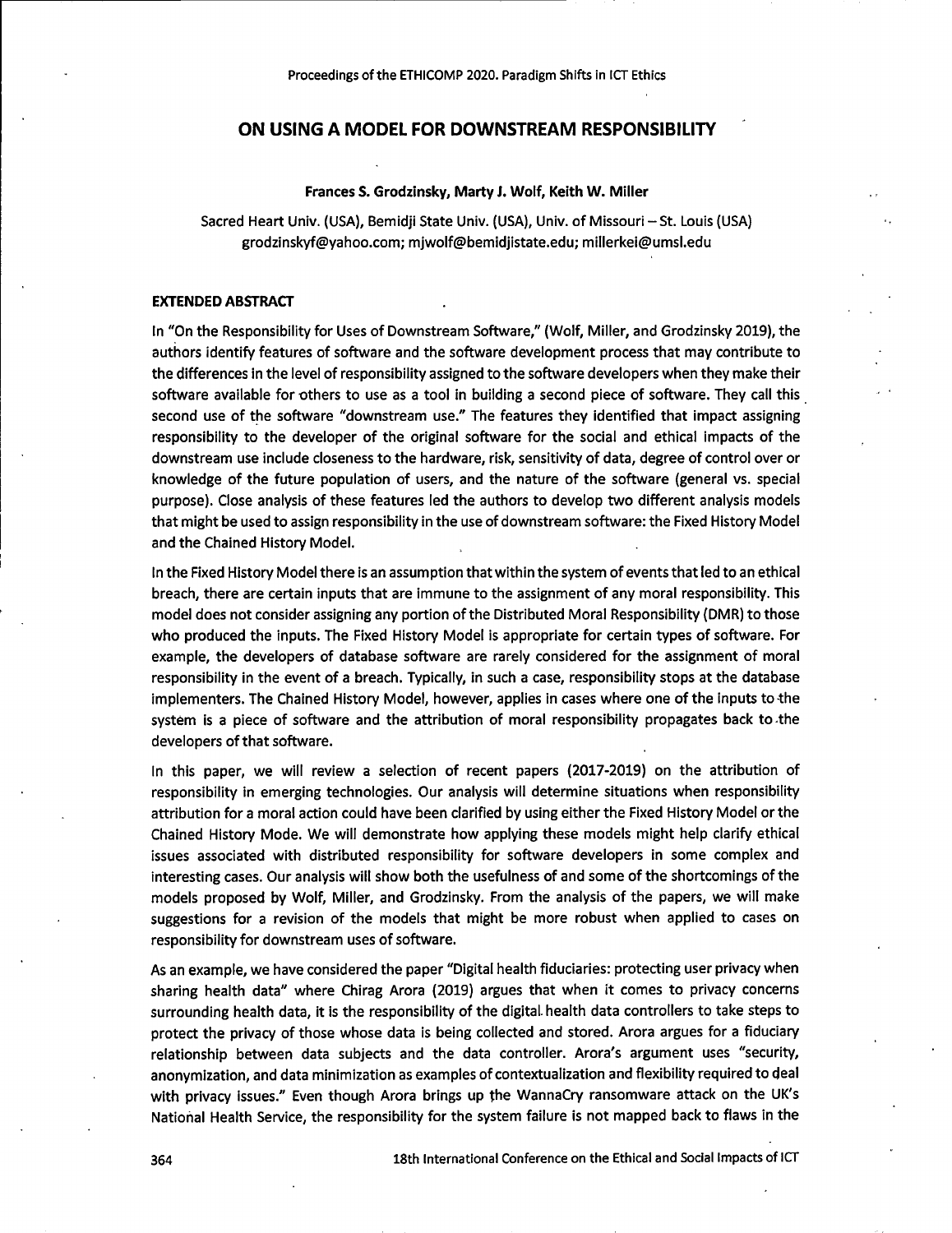# ON USING A MODEL FOR DOWNSTREAM RESPONSIBILITY

**Frances S. Grodzinsky, Marty J. Wolf, Keith W. Miller**

Sacred Heart Univ. (USA), Bemidji State Univ. (USA), Univ. of Missouri – St. Louis (USA)
grodzinskyf@yahoo.com; mjwolf@bemidjistate.edu; millerkei@umsl.edu

## EXTENDED ABSTRACT

In "On the Responsibility for Uses of Downstream Software," (Wolf, Miller, and Grodzinsky 2019), the authors identify features of software and the software development process that may contribute to the differences in the level of responsibility assigned to the software developers when they make their software available for others to use as a tool in building a second piece of software. They call this second use of the software "downstream use." The features they identified that impact assigning responsibility to the developer of the original software for the social and ethical impacts of the downstream use include closeness to the hardware, risk, sensitivity of data, degree of control over or knowledge of the future population of users, and the nature of the software (general vs. special purpose). Close analysis of these features led the authors to develop two different analysis models that might be used to assign responsibility in the use of downstream software: the Fixed History Model and the Chained History Model.

In the Fixed History Model there is an assumption that within the system of events that led to an ethical breach, there are certain inputs that are immune to the assignment of any moral responsibility. This model does not consider assigning any portion of the Distributed Moral Responsibility (DMR) to those who produced the inputs. The Fixed History Model is appropriate for certain types of software. For example, the developers of database software are rarely considered for the assignment of moral responsibility in the event of a breach. Typically, in such a case, responsibility stops at the database implementers. The Chained History Model, however, applies in cases where one of the inputs to the system is a piece of software and the attribution of moral responsibility propagates back to the developers of that software.

In this paper, we will review a selection of recent papers (2017-2019) on the attribution of responsibility in emerging technologies. Our analysis will determine situations when responsibility attribution for a moral action could have been clarified by using either the Fixed History Model or the Chained History Mode. We will demonstrate how applying these models might help clarify ethical issues associated with distributed responsibility for software developers in some complex and interesting cases. Our analysis will show both the usefulness of and some of the shortcomings of the models proposed by Wolf, Miller, and Grodzinsky. From the analysis of the papers, we will make suggestions for a revision of the models that might be more robust when applied to cases on responsibility for downstream uses of software.

As an example, we have considered the paper "Digital health fiduciaries: protecting user privacy when sharing health data" where Chirag Arora (2019) argues that when it comes to privacy concerns surrounding health data, it is the responsibility of the digital health data controllers to take steps to protect the privacy of those whose data is being collected and stored. Arora argues for a fiduciary relationship between data subjects and the data controller. Arora's argument uses "security, anonymization, and data minimization as examples of contextualization and flexibility required to deal with privacy issues." Even though Arora brings up the WannaCry ransomware attack on the UK's National Health Service, the responsibility for the system failure is not mapped back to flaws in the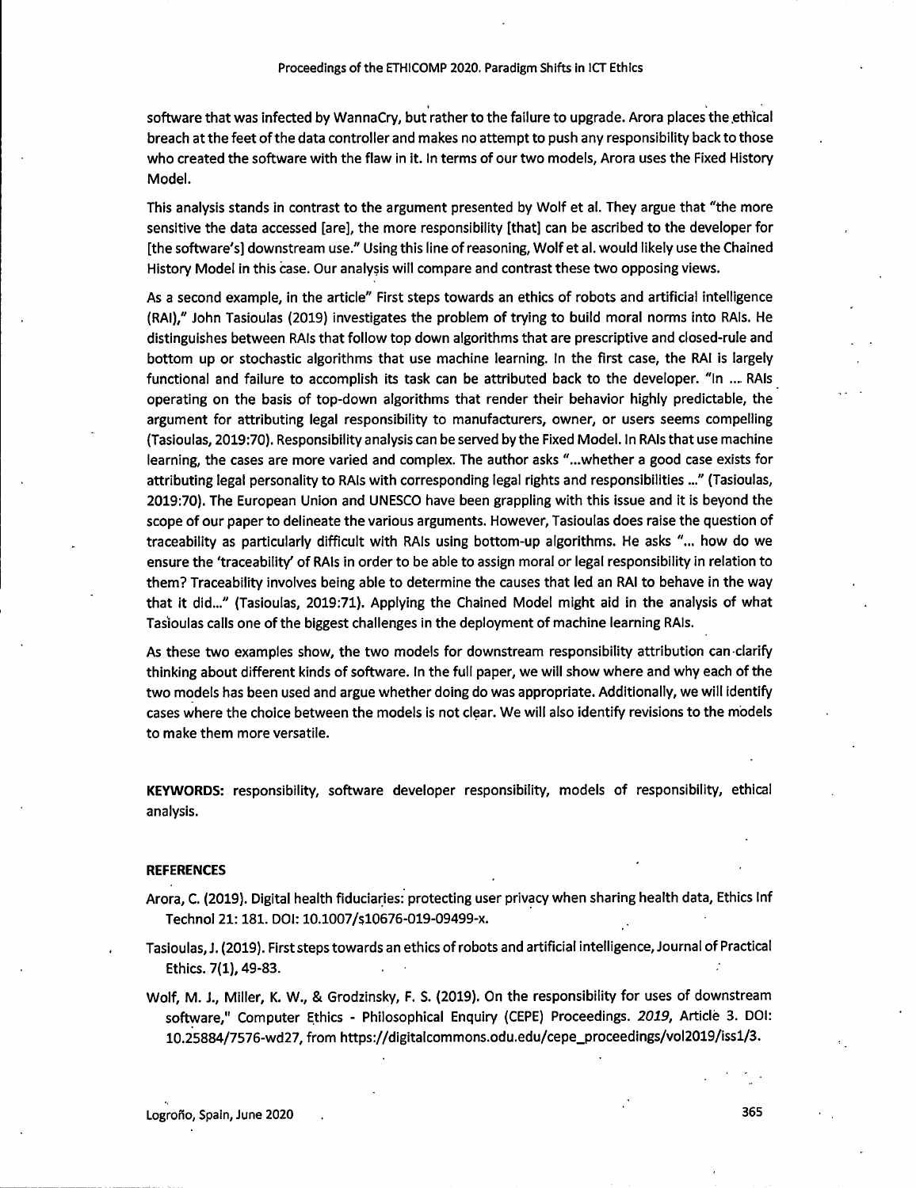software that was infected by WannaCry, but rather to the failure to upgrade. Arora places the ethical breach at the feet of the data controller and makes no attempt to push any responsibility back to those who created the software with the flaw in it. In terms of our two models, Arora uses the Fixed History Model.

This analysis stands in contrast to the argument presented by Wolf et al. They argue that "the more sensitive the data accessed [are], the more responsibility [that] can be ascribed to the developer for [the software's] downstream use." Using this line of reasoning, Wolf et al. would likely use the Chained History Model in this case. Our analysis will compare and contrast these two opposing views.

As a second example, in the article" First steps towards an ethics of robots and artificial intelligence (RAI)," John Tasioulas (2019) investigates the problem of trying to build moral norms into RAIs. He distinguishes between RAIs that follow top down algorithms that are prescriptive and closed-rule and bottom up or stochastic algorithms that use machine learning. In the first case, the RAI is largely functional and failure to accomplish its task can be attributed back to the developer. "In .... RAIs operating on the basis of top-down algorithms that render their behavior highly predictable, the argument for attributing legal responsibility to manufacturers, owner, or users seems compelling (Tasioulas, 2019:70). Responsibility analysis can be served by the Fixed Model. In RAIs that use machine learning, the cases are more varied and complex. The author asks "...whether a good case exists for attributing legal personality to RAIs with corresponding legal rights and responsibilities ..." (Tasioulas, 2019:70). The European Union and UNESCO have been grappling with this issue and it is beyond the scope of our paper to delineate the various arguments. However, Tasioulas does raise the question of traceability as particularly difficult with RAIs using bottom-up algorithms. He asks "... how do we ensure the 'traceability' of RAIs in order to be able to assign moral or legal responsibility in relation to them? Traceability involves being able to determine the causes that led an RAI to behave in the way that it did..." (Tasioulas, 2019:71). Applying the Chained Model might aid in the analysis of what Tasioulas calls one of the biggest challenges in the deployment of machine learning RAIs.

As these two examples show, the two models for downstream responsibility attribution can clarify thinking about different kinds of software. In the full paper, we will show where and why each of the two models has been used and argue whether doing do was appropriate. Additionally, we will identify cases where the choice between the models is not clear. We will also identify revisions to the models to make them more versatile.

**KEYWORDS:** responsibility, software developer responsibility, models of responsibility, ethical analysis.

**REFERENCES**

Arora, C. (2019). Digital health fiduciaries: protecting user privacy when sharing health data, Ethics Inf Technol 21: 181. DOI: 10.1007/s10676-019-09499-x.

Tasioulas, J. (2019). First steps towards an ethics of robots and artificial intelligence, Journal of Practical Ethics. 7(1), 49-83.

Wolf, M. J., Miller, K. W., & Grodzinsky, F. S. (2019). On the responsibility for uses of downstream software," Computer Ethics - Philosophical Enquiry (CEPE) Proceedings. *2019*, Article 3. DOI: 10.25884/7576-wd27, from https://digitalcommons.odu.edu/cepe_proceedings/vol2019/iss1/3.